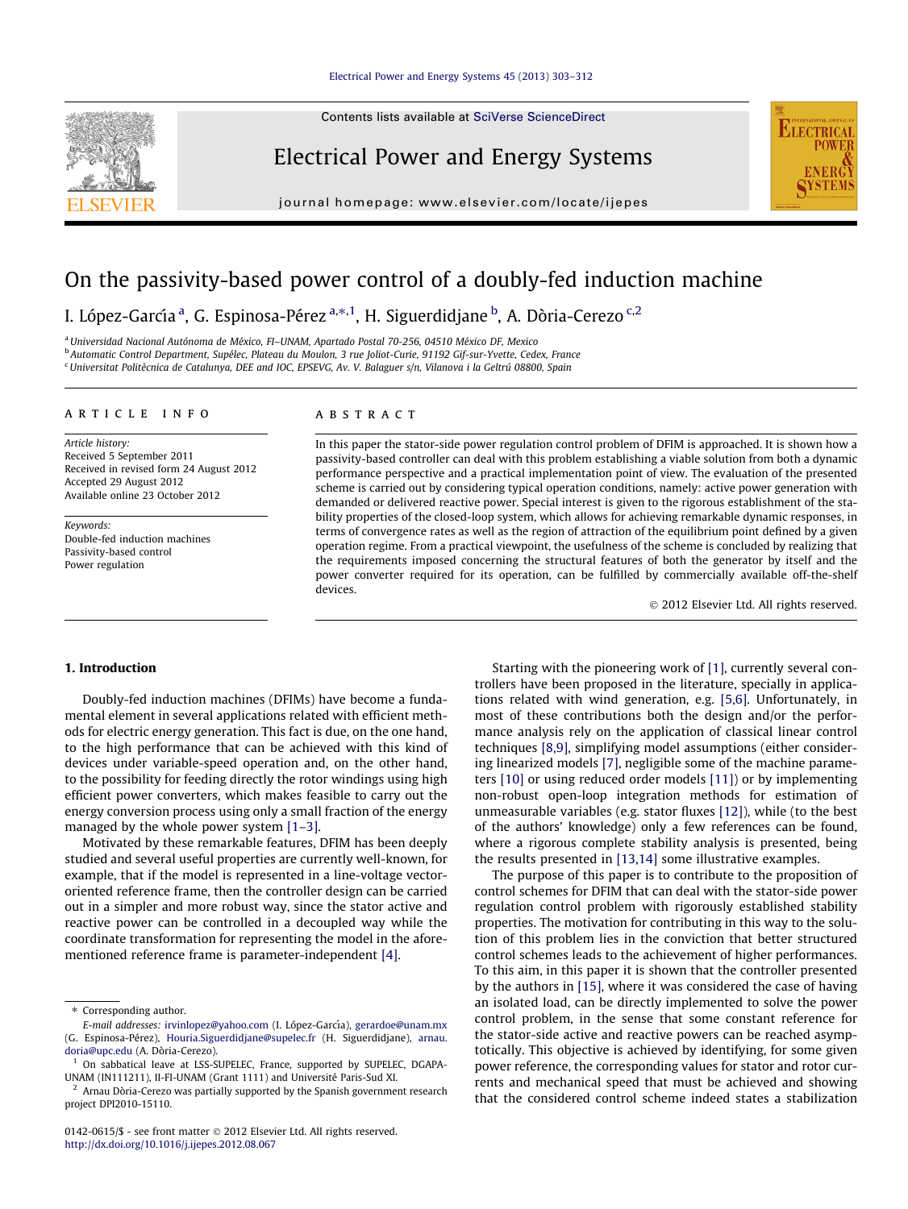# On the passivity-based power control of a doubly-fed induction machine

I. López-García [a], G. Espinosa-Pérez [a,*,1], H. Siguerdidjane [b], A. Dòria-Cerezo [c,2]

[a] Universidad Nacional Autónoma de México, FI–UNAM, Apartado Postal 70-256, 04510 México DF, Mexico
[b] Automatic Control Department, Supélec, Plateau du Moulon, 3 rue Joliot-Curie, 91192 Gif-sur-Yvette, Cedex, France
[c] Universitat Politècnica de Catalunya, DEE and IOC, EPSEVG, Av. V. Balaguer s/n, Vilanova i la Geltrú 08800, Spain

## ARTICLE INFO

*Article history:*
Received 5 September 2011
Received in revised form 24 August 2012
Accepted 29 August 2012
Available online 23 October 2012

*Keywords:*
Double-fed induction machines
Passivity-based control
Power regulation

## ABSTRACT

In this paper the stator-side power regulation control problem of DFIM is approached. It is shown how a passivity-based controller can deal with this problem establishing a viable solution from both a dynamic performance perspective and a practical implementation point of view. The evaluation of the presented scheme is carried out by considering typical operation conditions, namely: active power generation with demanded or delivered reactive power. Special interest is given to the rigorous establishment of the stability properties of the closed-loop system, which allows for achieving remarkable dynamic responses, in terms of convergence rates as well as the region of attraction of the equilibrium point defined by a given operation regime. From a practical viewpoint, the usefulness of the scheme is concluded by realizing that the requirements imposed concerning the structural features of both the generator by itself and the power converter required for its operation, can be fulfilled by commercially available off-the-shelf devices.

© 2012 Elsevier Ltd. All rights reserved.

## 1. Introduction

Doubly-fed induction machines (DFIMs) have become a fundamental element in several applications related with efficient methods for electric energy generation. This fact is due, on the one hand, to the high performance that can be achieved with this kind of devices under variable-speed operation and, on the other hand, to the possibility for feeding directly the rotor windings using high efficient power converters, which makes feasible to carry out the energy conversion process using only a small fraction of the energy managed by the whole power system [1–3].

Motivated by these remarkable features, DFIM has been deeply studied and several useful properties are currently well-known, for example, that if the model is represented in a line-voltage vector-oriented reference frame, then the controller design can be carried out in a simpler and more robust way, since the stator active and reactive power can be controlled in a decoupled way while the coordinate transformation for representing the model in the aforementioned reference frame is parameter-independent [4].

Starting with the pioneering work of [1], currently several controllers have been proposed in the literature, specially in applications related with wind generation, e.g. [5,6]. Unfortunately, in most of these contributions both the design and/or the performance analysis rely on the application of classical linear control techniques [8,9], simplifying model assumptions (either considering linearized models [7], negligible some of the machine parameters [10] or using reduced order models [11]) or by implementing non-robust open-loop integration methods for estimation of unmeasurable variables (e.g. stator fluxes [12]), while (to the best of the authors' knowledge) only a few references can be found, where a rigorous complete stability analysis is presented, being the results presented in [13,14] some illustrative examples.

The purpose of this paper is to contribute to the proposition of control schemes for DFIM that can deal with the stator-side power regulation control problem with rigorously established stability properties. The motivation for contributing in this way to the solution of this problem lies in the conviction that better structured control schemes leads to the achievement of higher performances. To this aim, in this paper it is shown that the controller presented by the authors in [15], where it was considered the case of having an isolated load, can be directly implemented to solve the power control problem, in the sense that some constant reference for the stator-side active and reactive powers can be reached asymptotically. This objective is achieved by identifying, for some given power reference, the corresponding values for stator and rotor currents and mechanical speed that must be achieved and showing that the considered control scheme indeed states a stabilization

---

\* Corresponding author.
*E-mail addresses:* irvinlopez@yahoo.com (I. López-García), gerardoe@unam.mx (G. Espinosa-Pérez), Houria.Siguerdidjane@supelec.fr (H. Siguerdidjane), arnau.doria@upc.edu (A. Dòria-Cerezo).

[1] On sabbatical leave at LSS-SUPELEC, France, supported by SUPELEC, DGAPA-UNAM (IN111211), II-FI-UNAM (Grant 1111) and Université Paris-Sud XI.

[2] Arnau Dòria-Cerezo was partially supported by the Spanish government research project DPI2010-15110.

0142-0615/$ - see front matter © 2012 Elsevier Ltd. All rights reserved.
http://dx.doi.org/10.1016/j.ijepes.2012.08.067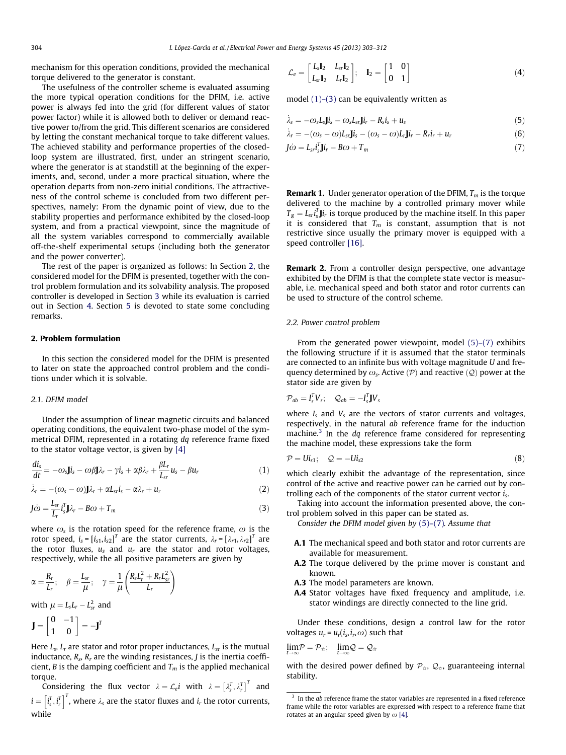mechanism for this operation conditions, provided the mechanical torque delivered to the generator is constant.

The usefulness of the controller scheme is evaluated assuming the more typical operation conditions for the DFIM, i.e. active power is always fed into the grid (for different values of stator power factor) while it is allowed both to deliver or demand reactive power to/from the grid. This different scenarios are considered by letting the constant mechanical torque to take different values. The achieved stability and performance properties of the closed-loop system are illustrated, first, under an stringent scenario, where the generator is at standstill at the beginning of the experiments, and, second, under a more practical situation, where the operation departs from non-zero initial conditions. The attractiveness of the control scheme is concluded from two different perspectives, namely: From the dynamic point of view, due to the stability properties and performance exhibited by the closed-loop system, and from a practical viewpoint, since the magnitude of all the system variables correspond to commercially available off-the-shelf experimental setups (including both the generator and the power converter).

The rest of the paper is organized as follows: In Section 2, the considered model for the DFIM is presented, together with the control problem formulation and its solvability analysis. The proposed controller is developed in Section 3 while its evaluation is carried out in Section 4. Section 5 is devoted to state some concluding remarks.

## 2. Problem formulation

In this section the considered model for the DFIM is presented to later on state the approached control problem and the conditions under which it is solvable.

### 2.1. DFIM model

Under the assumption of linear magnetic circuits and balanced operating conditions, the equivalent two-phase model of the symmetrical DFIM, represented in a rotating $dq$ reference frame fixed to the stator voltage vector, is given by [4]

$$\frac{di_s}{dt} = -\omega_s \mathbf{J} i_s - \omega\beta\mathbf{J}\lambda_r - \gamma i_s + \alpha\beta\lambda_r + \frac{\beta L_r}{L_{sr}} u_s - \beta u_r \tag{1}$$

$$\dot{\lambda}_r = -(\omega_s - \omega)\mathbf{J}\lambda_r + \alpha L_{sr} i_s - \alpha\lambda_r + u_r \tag{2}$$

$$J\dot{\omega} = \frac{L_{sr}}{L_r} i_s^T \mathbf{J}\lambda_r - B\omega + T_m \tag{3}$$

where $\omega_s$ is the rotation speed for the reference frame, $\omega$ is the rotor speed, $i_s = [i_{s1}, i_{s2}]^T$ are the stator currents, $\lambda_r = [\lambda_{r1}, \lambda_{r2}]^T$ are the rotor fluxes, $u_s$ and $u_r$ are the stator and rotor voltages, respectively, while the all positive parameters are given by

$$\alpha = \frac{R_r}{L_r}; \quad \beta = \frac{L_{sr}}{\mu}; \quad \gamma = \frac{1}{\mu}\left(\frac{R_s L_r^2 + R_r L_{sr}^2}{L_r}\right)$$

with $\mu = L_s L_r - L_{sr}^2$ and

$$\mathbf{J} = \begin{bmatrix} 0 & -1 \\ 1 & 0 \end{bmatrix} = -\mathbf{J}^T$$

Here $L_s$, $L_r$ are stator and rotor proper inductances, $L_{sr}$ is the mutual inductance, $R_s$, $R_r$ are the winding resistances, $J$ is the inertia coefficient, $B$ is the damping coefficient and $T_m$ is the applied mechanical torque.

Considering the flux vector $\lambda = \mathcal{L}_e i$ with $\lambda = \left[\lambda_s^T, \lambda_r^T\right]^T$ and $i = \left[i_s^T, i_r^T\right]^T$, where $\lambda_s$ are the stator fluxes and $i_r$ the rotor currents, while

$$\mathcal{L}_e = \begin{bmatrix} L_s\mathbf{I}_2 & L_{sr}\mathbf{I}_2 \\ L_{sr}\mathbf{I}_2 & L_r\mathbf{I}_2 \end{bmatrix}; \quad \mathbf{I}_2 = \begin{bmatrix} 1 & 0 \\ 0 & 1 \end{bmatrix} \tag{4}$$

model (1)–(3) can be equivalently written as

$$\dot{\lambda}_s = -\omega_s L_s \mathbf{J} i_s - \omega_s L_{sr}\mathbf{J} i_r - R_s i_s + u_s \tag{5}$$

$$\dot{\lambda}_r = -(\omega_s - \omega)L_{sr}\mathbf{J} i_s - (\omega_s - \omega)L_r\mathbf{J} i_r - R_r i_r + u_r \tag{6}$$

$$J\dot{\omega} = L_{sr} i_s^T \mathbf{J} i_r - B\omega + T_m \tag{7}$$

**Remark 1.** Under generator operation of the DFIM, $T_m$ is the torque delivered to the machine by a controlled primary mover while $T_g = L_{sr} i_s^T \mathbf{J} i_r$ is torque produced by the machine itself. In this paper it is considered that $T_m$ is constant, assumption that is not restrictive since usually the primary mover is equipped with a speed controller [16].

**Remark 2.** From a controller design perspective, one advantage exhibited by the DFIM is that the complete state vector is measurable, i.e. mechanical speed and both stator and rotor currents can be used to structure of the control scheme.

### 2.2. Power control problem

From the generated power viewpoint, model (5)–(7) exhibits the following structure if it is assumed that the stator terminals are connected to an infinite bus with voltage magnitude $U$ and frequency determined by $\omega_s$. Active ($\mathcal{P}$) and reactive ($\mathcal{Q}$) power at the stator side are given by

$$\mathcal{P}_{ab} = I_s^T V_s; \quad \mathcal{Q}_{ab} = -I_s^T \mathbf{J} V_s$$

where $I_s$ and $V_s$ are the vectors of stator currents and voltages, respectively, in the natural $ab$ reference frame for the induction machine.[3] In the $dq$ reference frame considered for representing the machine model, these expressions take the form

$$\mathcal{P} = U i_{s1}; \quad \mathcal{Q} = -U i_{s2} \tag{8}$$

which clearly exhibit the advantage of the representation, since control of the active and reactive power can be carried out by controlling each of the components of the stator current vector $i_s$.

Taking into account the information presented above, the control problem solved in this paper can be stated as.

*Consider the DFIM model given by (5)–(7). Assume that*

- **A.1** The mechanical speed and both stator and rotor currents are available for measurement.
- **A.2** The torque delivered by the prime mover is constant and known.
- **A.3** The model parameters are known.
- **A.4** Stator voltages have fixed frequency and amplitude, i.e. stator windings are directly connected to the line grid.

Under these conditions, design a control law for the rotor voltages $u_r = u_r(i_s, i_r, \omega)$ such that

$$\lim_{t\to\infty} \mathcal{P} = \mathcal{P}_{\star}; \quad \lim_{t\to\infty} \mathcal{Q} = \mathcal{Q}_{\star}$$

with the desired power defined by $\mathcal{P}_{\star}$, $\mathcal{Q}_{\star}$, guaranteeing internal stability.

[3] In the $ab$ reference frame the stator variables are represented in a fixed reference frame while the rotor variables are expressed with respect to a reference frame that rotates at an angular speed given by $\omega$ [4].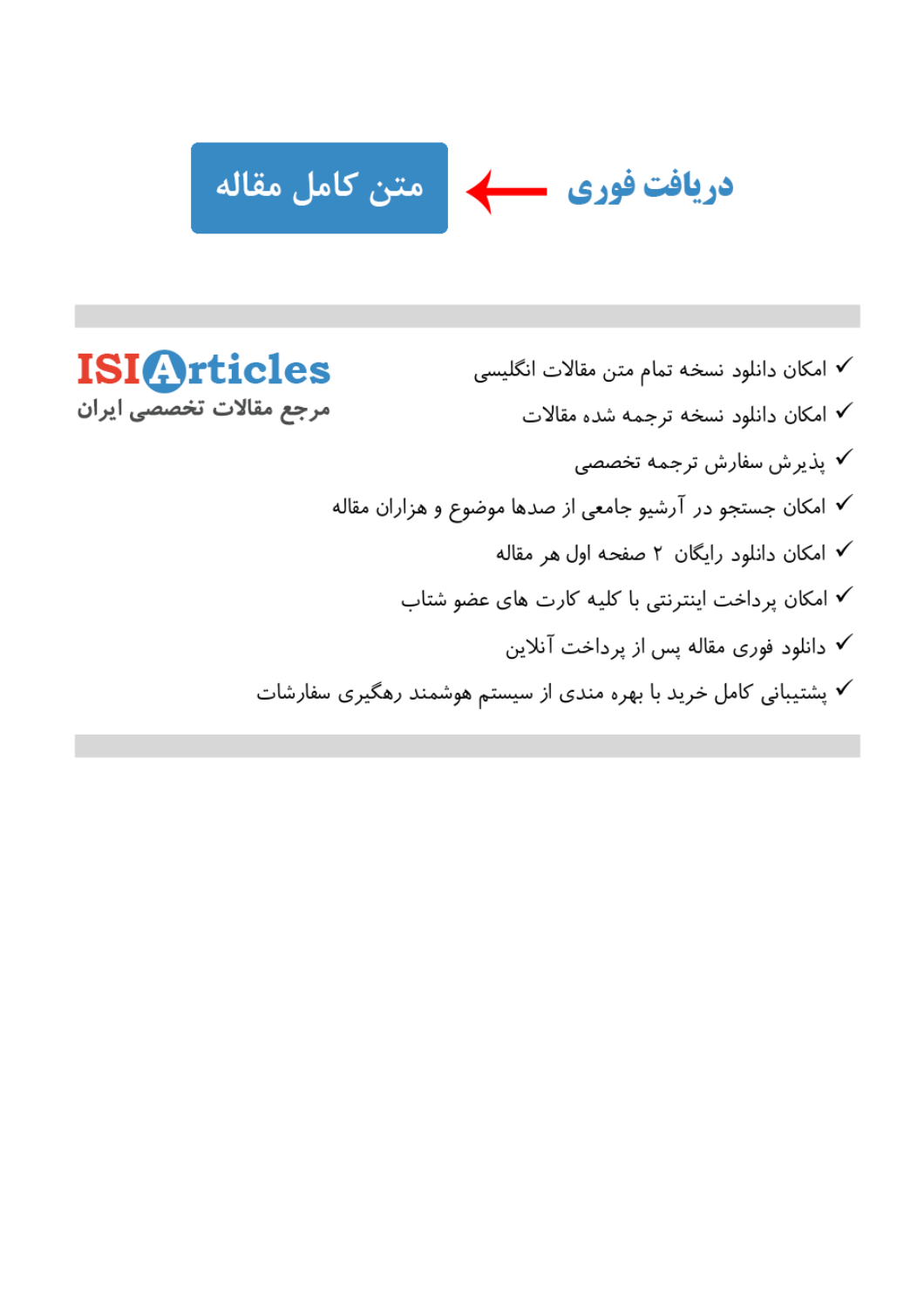دریافت فوری ← **متن کامل مقاله**

**ISIArticles**
مرجع مقالات تخصصی ایران

- ✓ امکان دانلود نسخه تمام متن مقالات انگلیسی
- ✓ امکان دانلود نسخه ترجمه شده مقالات
- ✓ پذیرش سفارش ترجمه تخصصی
- ✓ امکان جستجو در آرشیو جامعی از صدها موضوع و هزاران مقاله
- ✓ امکان دانلود رایگان ۲ صفحه اول هر مقاله
- ✓ امکان پرداخت اینترنتی با کلیه کارت های عضو شتاب
- ✓ دانلود فوری مقاله پس از پرداخت آنلاین
- ✓ پشتیبانی کامل خرید با بهره مندی از سیستم هوشمند رهگیری سفارشات